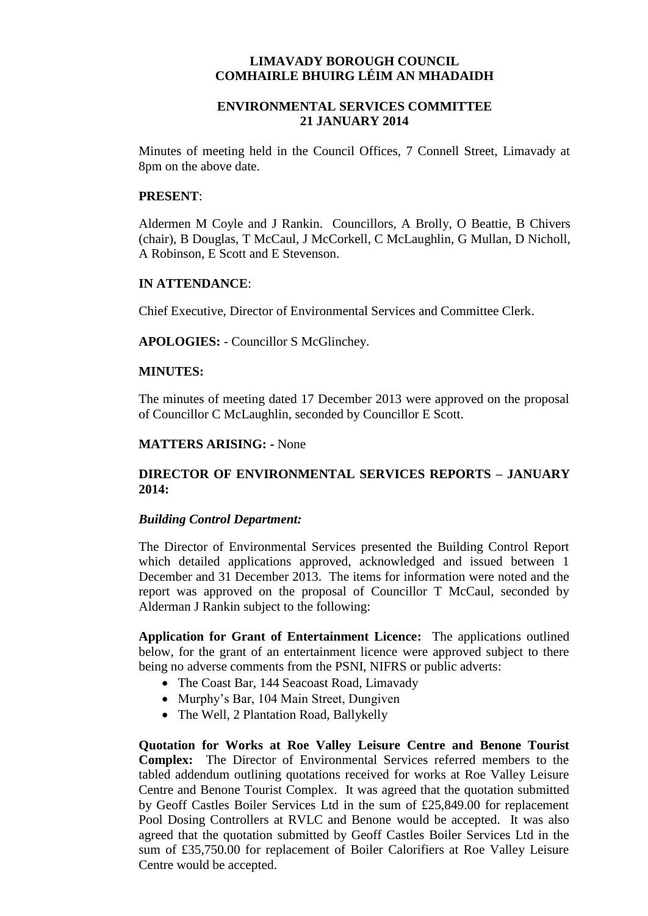# LIMAVADY BOROUGH COUNCIL
# COMHAIRLE BHUIRG LÉIM AN MHADAIDH

## ENVIRONMENTAL SERVICES COMMITTEE
## 21 JANUARY 2014

Minutes of meeting held in the Council Offices, 7 Connell Street, Limavady at 8pm on the above date.

**PRESENT**:

Aldermen M Coyle and J Rankin. Councillors, A Brolly, O Beattie, B Chivers (chair), B Douglas, T McCaul, J McCorkell, C McLaughlin, G Mullan, D Nicholl, A Robinson, E Scott and E Stevenson.

**IN ATTENDANCE**:

Chief Executive, Director of Environmental Services and Committee Clerk.

**APOLOGIES:** - Councillor S McGlinchey.

**MINUTES:**

The minutes of meeting dated 17 December 2013 were approved on the proposal of Councillor C McLaughlin, seconded by Councillor E Scott.

**MATTERS ARISING:** - None

**DIRECTOR OF ENVIRONMENTAL SERVICES REPORTS – JANUARY 2014:**

***Building Control Department:***

The Director of Environmental Services presented the Building Control Report which detailed applications approved, acknowledged and issued between 1 December and 31 December 2013. The items for information were noted and the report was approved on the proposal of Councillor T McCaul, seconded by Alderman J Rankin subject to the following:

**Application for Grant of Entertainment Licence:** The applications outlined below, for the grant of an entertainment licence were approved subject to there being no adverse comments from the PSNI, NIFRS or public adverts:

- The Coast Bar, 144 Seacoast Road, Limavady
- Murphy's Bar, 104 Main Street, Dungiven
- The Well, 2 Plantation Road, Ballykelly

**Quotation for Works at Roe Valley Leisure Centre and Benone Tourist Complex:** The Director of Environmental Services referred members to the tabled addendum outlining quotations received for works at Roe Valley Leisure Centre and Benone Tourist Complex. It was agreed that the quotation submitted by Geoff Castles Boiler Services Ltd in the sum of £25,849.00 for replacement Pool Dosing Controllers at RVLC and Benone would be accepted. It was also agreed that the quotation submitted by Geoff Castles Boiler Services Ltd in the sum of £35,750.00 for replacement of Boiler Calorifiers at Roe Valley Leisure Centre would be accepted.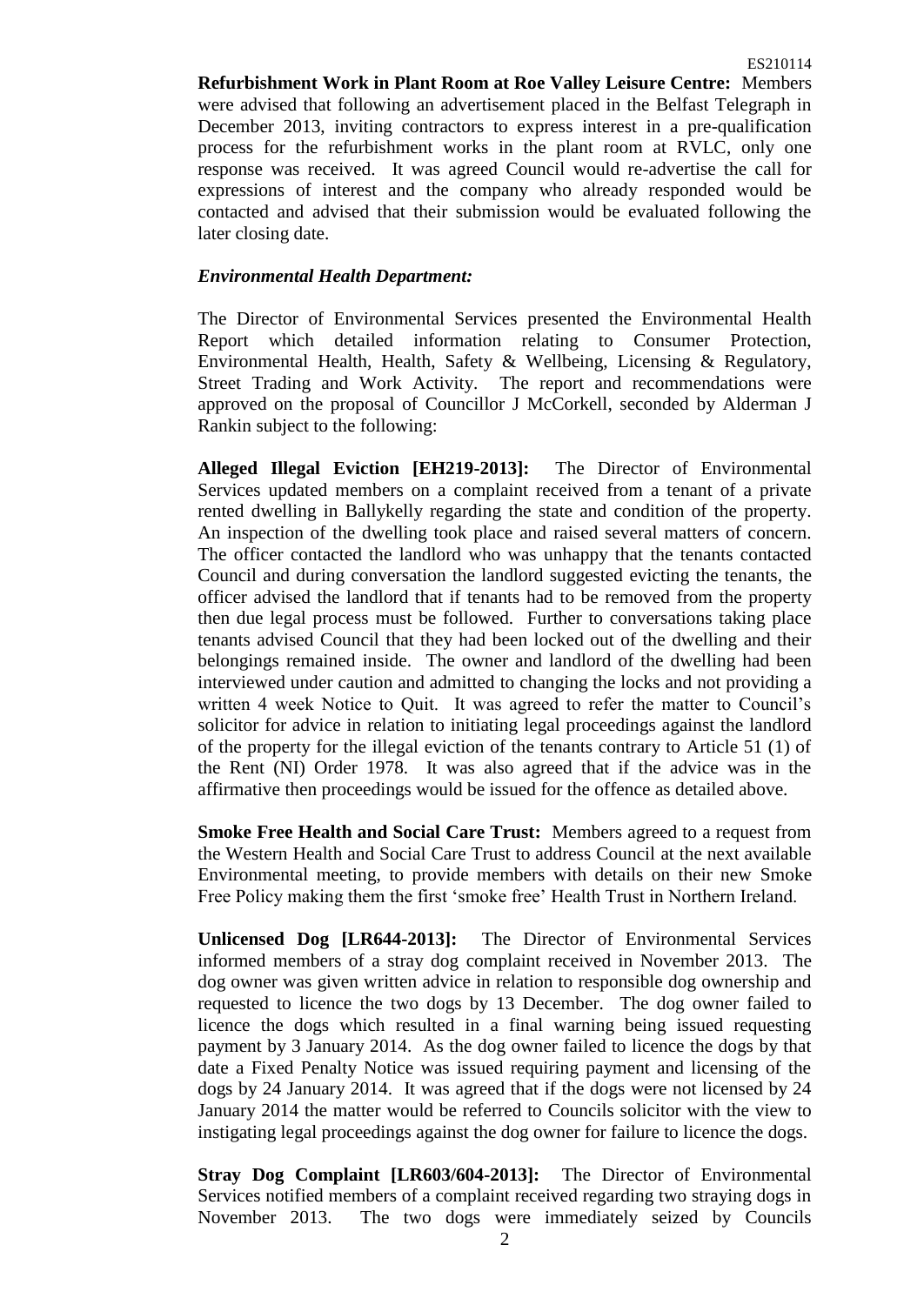**Refurbishment Work in Plant Room at Roe Valley Leisure Centre:** Members were advised that following an advertisement placed in the Belfast Telegraph in December 2013, inviting contractors to express interest in a pre-qualification process for the refurbishment works in the plant room at RVLC, only one response was received. It was agreed Council would re-advertise the call for expressions of interest and the company who already responded would be contacted and advised that their submission would be evaluated following the later closing date.

***Environmental Health Department:***

The Director of Environmental Services presented the Environmental Health Report which detailed information relating to Consumer Protection, Environmental Health, Health, Safety & Wellbeing, Licensing & Regulatory, Street Trading and Work Activity. The report and recommendations were approved on the proposal of Councillor J McCorkell, seconded by Alderman J Rankin subject to the following:

**Alleged Illegal Eviction [EH219-2013]:** The Director of Environmental Services updated members on a complaint received from a tenant of a private rented dwelling in Ballykelly regarding the state and condition of the property. An inspection of the dwelling took place and raised several matters of concern. The officer contacted the landlord who was unhappy that the tenants contacted Council and during conversation the landlord suggested evicting the tenants, the officer advised the landlord that if tenants had to be removed from the property then due legal process must be followed. Further to conversations taking place tenants advised Council that they had been locked out of the dwelling and their belongings remained inside. The owner and landlord of the dwelling had been interviewed under caution and admitted to changing the locks and not providing a written 4 week Notice to Quit. It was agreed to refer the matter to Council's solicitor for advice in relation to initiating legal proceedings against the landlord of the property for the illegal eviction of the tenants contrary to Article 51 (1) of the Rent (NI) Order 1978. It was also agreed that if the advice was in the affirmative then proceedings would be issued for the offence as detailed above.

**Smoke Free Health and Social Care Trust:** Members agreed to a request from the Western Health and Social Care Trust to address Council at the next available Environmental meeting, to provide members with details on their new Smoke Free Policy making them the first 'smoke free' Health Trust in Northern Ireland.

**Unlicensed Dog [LR644-2013]:** The Director of Environmental Services informed members of a stray dog complaint received in November 2013. The dog owner was given written advice in relation to responsible dog ownership and requested to licence the two dogs by 13 December. The dog owner failed to licence the dogs which resulted in a final warning being issued requesting payment by 3 January 2014. As the dog owner failed to licence the dogs by that date a Fixed Penalty Notice was issued requiring payment and licensing of the dogs by 24 January 2014. It was agreed that if the dogs were not licensed by 24 January 2014 the matter would be referred to Councils solicitor with the view to instigating legal proceedings against the dog owner for failure to licence the dogs.

**Stray Dog Complaint [LR603/604-2013]:** The Director of Environmental Services notified members of a complaint received regarding two straying dogs in November 2013. The two dogs were immediately seized by Councils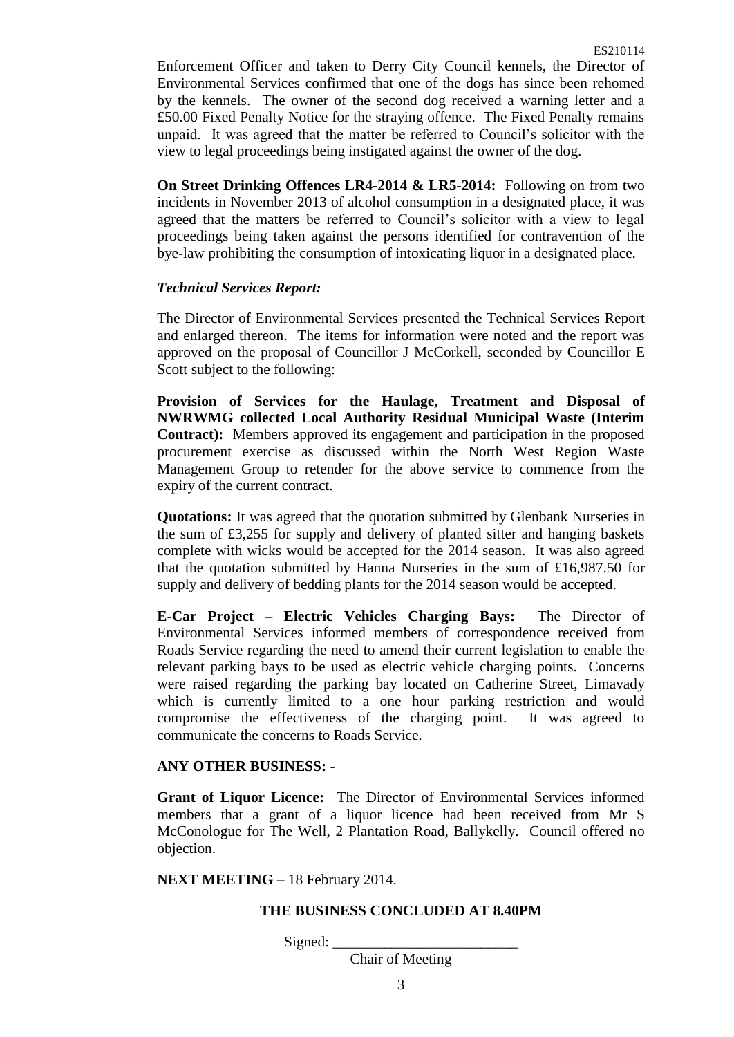Enforcement Officer and taken to Derry City Council kennels, the Director of Environmental Services confirmed that one of the dogs has since been rehomed by the kennels. The owner of the second dog received a warning letter and a £50.00 Fixed Penalty Notice for the straying offence. The Fixed Penalty remains unpaid. It was agreed that the matter be referred to Council's solicitor with the view to legal proceedings being instigated against the owner of the dog.

**On Street Drinking Offences LR4-2014 & LR5-2014:** Following on from two incidents in November 2013 of alcohol consumption in a designated place, it was agreed that the matters be referred to Council's solicitor with a view to legal proceedings being taken against the persons identified for contravention of the bye-law prohibiting the consumption of intoxicating liquor in a designated place.

***Technical Services Report:***

The Director of Environmental Services presented the Technical Services Report and enlarged thereon. The items for information were noted and the report was approved on the proposal of Councillor J McCorkell, seconded by Councillor E Scott subject to the following:

**Provision of Services for the Haulage, Treatment and Disposal of NWRWMG collected Local Authority Residual Municipal Waste (Interim Contract):** Members approved its engagement and participation in the proposed procurement exercise as discussed within the North West Region Waste Management Group to retender for the above service to commence from the expiry of the current contract.

**Quotations:** It was agreed that the quotation submitted by Glenbank Nurseries in the sum of £3,255 for supply and delivery of planted sitter and hanging baskets complete with wicks would be accepted for the 2014 season. It was also agreed that the quotation submitted by Hanna Nurseries in the sum of £16,987.50 for supply and delivery of bedding plants for the 2014 season would be accepted.

**E-Car Project – Electric Vehicles Charging Bays:** The Director of Environmental Services informed members of correspondence received from Roads Service regarding the need to amend their current legislation to enable the relevant parking bays to be used as electric vehicle charging points. Concerns were raised regarding the parking bay located on Catherine Street, Limavady which is currently limited to a one hour parking restriction and would compromise the effectiveness of the charging point. It was agreed to communicate the concerns to Roads Service.

**ANY OTHER BUSINESS: -**

**Grant of Liquor Licence:** The Director of Environmental Services informed members that a grant of a liquor licence had been received from Mr S McConologue for The Well, 2 Plantation Road, Ballykelly. Council offered no objection.

**NEXT MEETING –** 18 February 2014.

**THE BUSINESS CONCLUDED AT 8.40PM**

Signed: \_\_\_\_\_\_\_\_\_\_\_\_\_\_\_\_\_\_\_\_\_\_\_\_\_

Chair of Meeting